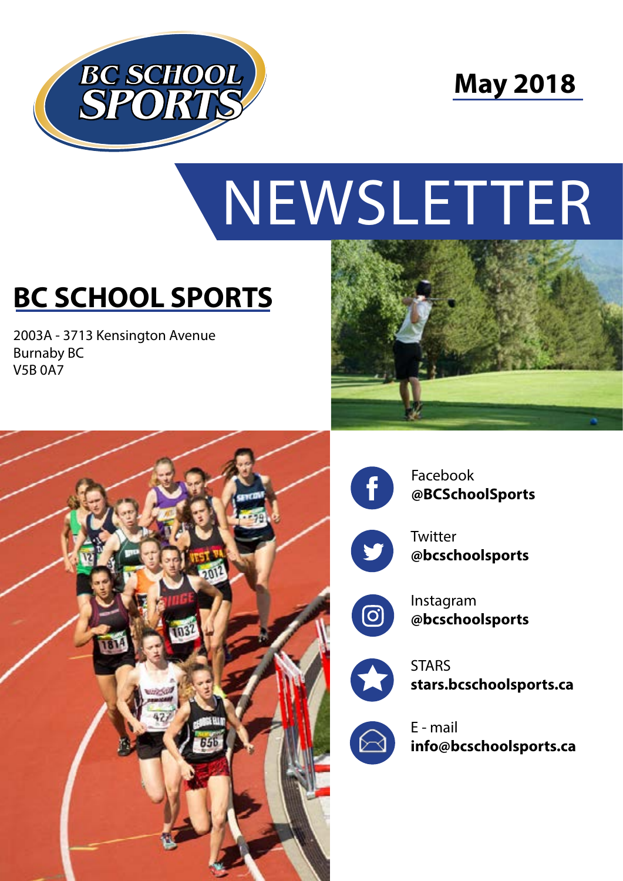BC SCHOOL SPORTS

**May 2018**

# NEWSLETTER

## BC SCHOOL SPORTS

2003A - 3713 Kensington Avenue
Burnaby BC
V5B 0A7

Facebook
**@BCSchoolSports**

Twitter
**@bcschoolsports**

Instagram
**@bcschoolsports**

STARS
**stars.bcschoolsports.ca**

E - mail
**info@bcschoolsports.ca**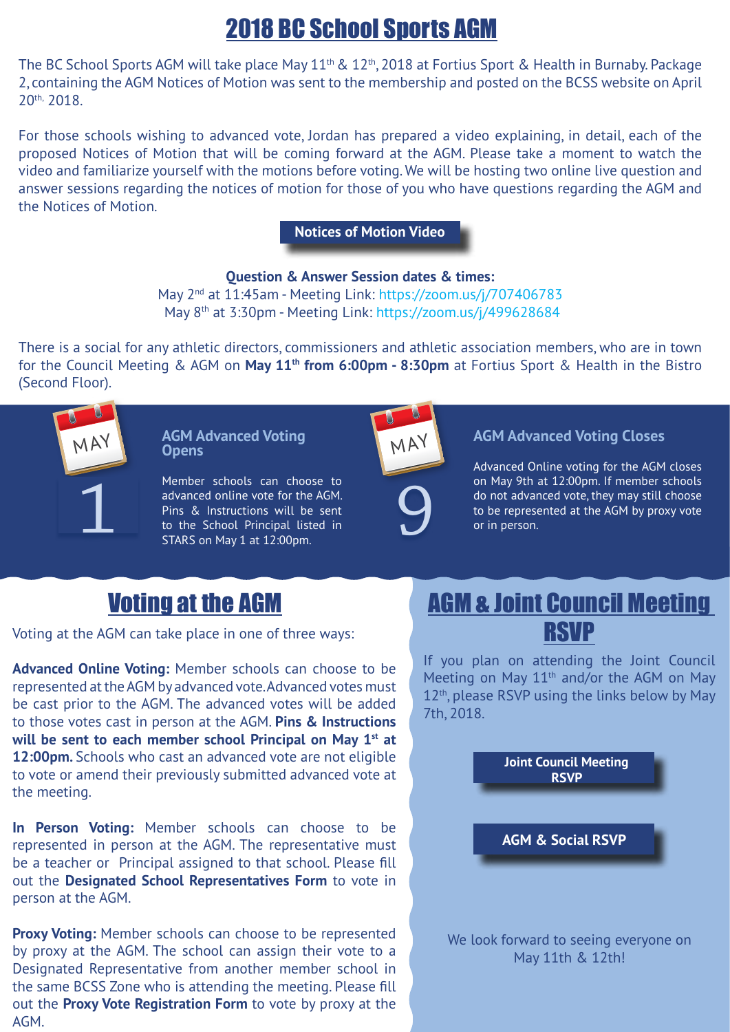# 2018 BC School Sports AGM

The BC School Sports AGM will take place May 11th & 12th, 2018 at Fortius Sport & Health in Burnaby. Package 2, containing the AGM Notices of Motion was sent to the membership and posted on the BCSS website on April 20th, 2018.

For those schools wishing to advanced vote, Jordan has prepared a video explaining, in detail, each of the proposed Notices of Motion that will be coming forward at the AGM. Please take a moment to watch the video and familiarize yourself with the motions before voting. We will be hosting two online live question and answer sessions regarding the notices of motion for those of you who have questions regarding the AGM and the Notices of Motion.

**Notices of Motion Video**

**Question & Answer Session dates & times:**
May 2nd at 11:45am - Meeting Link: https://zoom.us/j/707406783
May 8th at 3:30pm - Meeting Link: https://zoom.us/j/499628684

There is a social for any athletic directors, commissioners and athletic association members, who are in town for the Council Meeting & AGM on **May 11th from 6:00pm - 8:30pm** at Fortius Sport & Health in the Bistro (Second Floor).

MAY 1

### AGM Advanced Voting Opens

Member schools can choose to advanced online vote for the AGM. Pins & Instructions will be sent to the School Principal listed in STARS on May 1 at 12:00pm.

MAY 9

### AGM Advanced Voting Closes

Advanced Online voting for the AGM closes on May 9th at 12:00pm. If member schools do not advanced vote, they may still choose to be represented at the AGM by proxy vote or in person.

## Voting at the AGM

Voting at the AGM can take place in one of three ways:

**Advanced Online Voting:** Member schools can choose to be represented at the AGM by advanced vote. Advanced votes must be cast prior to the AGM. The advanced votes will be added to those votes cast in person at the AGM. **Pins & Instructions will be sent to each member school Principal on May 1st at 12:00pm.** Schools who cast an advanced vote are not eligible to vote or amend their previously submitted advanced vote at the meeting.

**In Person Voting:** Member schools can choose to be represented in person at the AGM. The representative must be a teacher or Principal assigned to that school. Please fill out the **Designated School Representatives Form** to vote in person at the AGM.

**Proxy Voting:** Member schools can choose to be represented by proxy at the AGM. The school can assign their vote to a Designated Representative from another member school in the same BCSS Zone who is attending the meeting. Please fill out the **Proxy Vote Registration Form** to vote by proxy at the AGM.

## AGM & Joint Council Meeting RSVP

If you plan on attending the Joint Council Meeting on May 11th and/or the AGM on May 12th, please RSVP using the links below by May 7th, 2018.

**Joint Council Meeting RSVP**

**AGM & Social RSVP**

We look forward to seeing everyone on May 11th & 12th!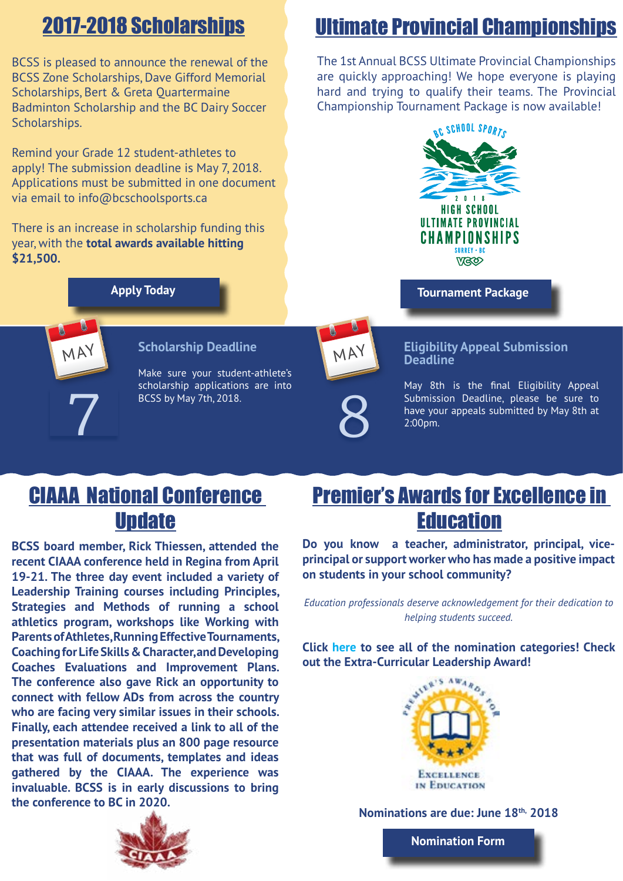## 2017-2018 Scholarships

BCSS is pleased to announce the renewal of the BCSS Zone Scholarships, Dave Gifford Memorial Scholarships, Bert & Greta Quartermaine Badminton Scholarship and the BC Dairy Soccer Scholarships.

Remind your Grade 12 student-athletes to apply! The submission deadline is May 7, 2018. Applications must be submitted in one document via email to info@bcschoolsports.ca

There is an increase in scholarship funding this year, with the **total awards available hitting $21,500.**

**Apply Today**

## Ultimate Provincial Championships

The 1st Annual BCSS Ultimate Provincial Championships are quickly approaching! We hope everyone is playing hard and trying to qualify their teams. The Provincial Championship Tournament Package is now available!

BC SCHOOL SPORTS 2018 HIGH SCHOOL ULTIMATE PROVINCIAL CHAMPIONSHIPS SURREY • BC

**Tournament Package**

MAY 7

### Scholarship Deadline

Make sure your student-athlete's scholarship applications are into BCSS by May 7th, 2018.

MAY 8

### Eligibility Appeal Submission Deadline

May 8th is the final Eligibility Appeal Submission Deadline, please be sure to have your appeals submitted by May 8th at 2:00pm.

## CIAAA National Conference Update

**BCSS board member, Rick Thiessen, attended the recent CIAAA conference held in Regina from April 19-21. The three day event included a variety of Leadership Training courses including Principles, Strategies and Methods of running a school athletics program, workshops like Working with Parents of Athletes, Running Effective Tournaments, Coaching for Life Skills & Character, and Developing Coaches Evaluations and Improvement Plans. The conference also gave Rick an opportunity to connect with fellow ADs from across the country who are facing very similar issues in their schools. Finally, each attendee received a link to all of the presentation materials plus an 800 page resource that was full of documents, templates and ideas gathered by the CIAAA. The experience was invaluable. BCSS is in early discussions to bring the conference to BC in 2020.**

## Premier's Awards for Excellence in Education

**Do you know a teacher, administrator, principal, vice-principal or support worker who has made a positive impact on students in your school community?**

*Education professionals deserve acknowledgement for their dedication to helping students succeed.*

**Click here to see all of the nomination categories! Check out the Extra-Curricular Leadership Award!**

PREMIER'S AWARDS FOR EXCELLENCE IN EDUCATION

**Nominations are due: June 18th, 2018**

**Nomination Form**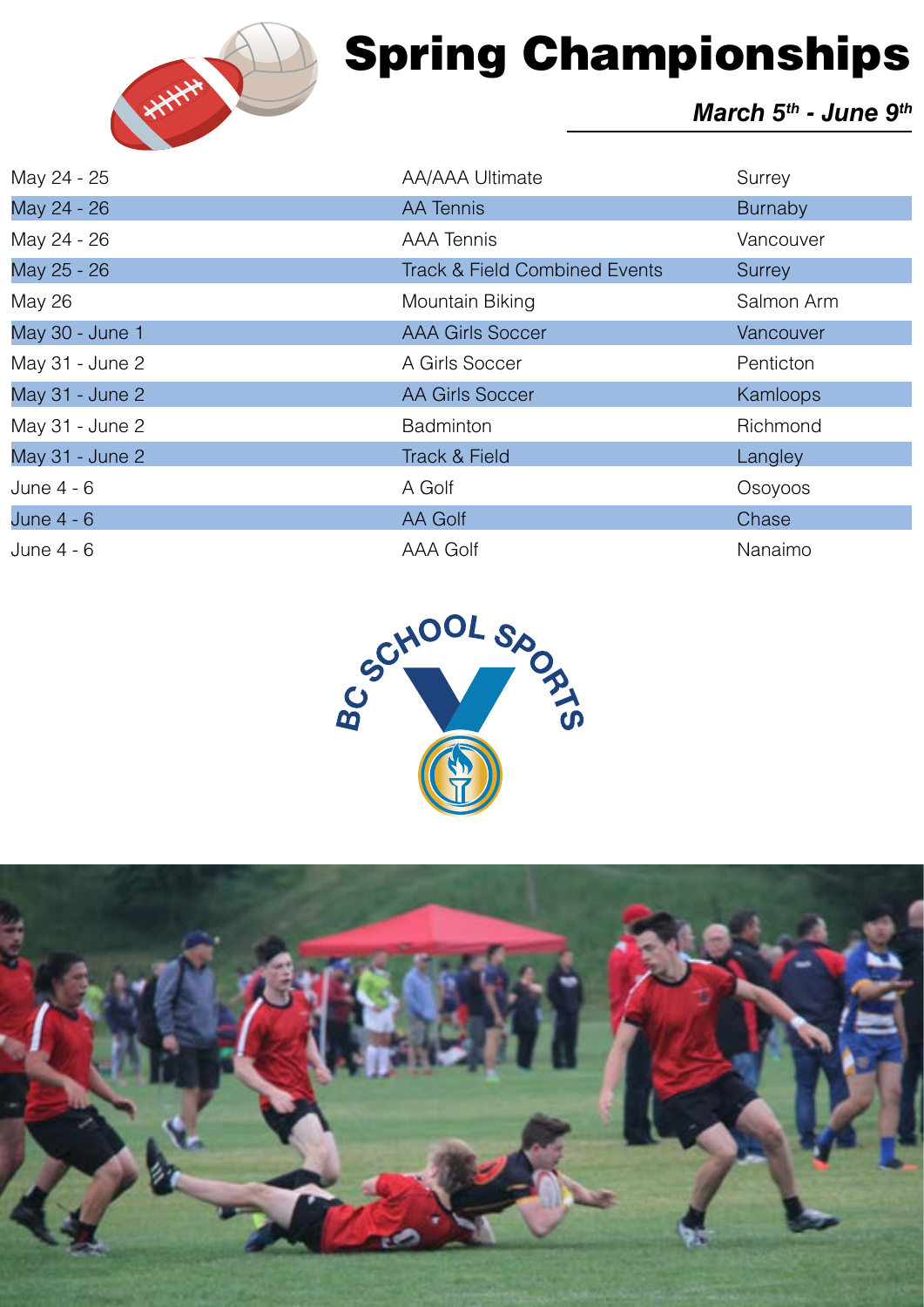# Spring Championships

***March 5th - June 9th***

| | | |
|---|---|---|
| May 24 - 25 | AA/AAA Ultimate | Surrey |
| May 24 - 26 | AA Tennis | Burnaby |
| May 24 - 26 | AAA Tennis | Vancouver |
| May 25 - 26 | Track & Field Combined Events | Surrey |
| May 26 | Mountain Biking | Salmon Arm |
| May 30 - June 1 | AAA Girls Soccer | Vancouver |
| May 31 - June 2 | A Girls Soccer | Penticton |
| May 31 - June 2 | AA Girls Soccer | Kamloops |
| May 31 - June 2 | Badminton | Richmond |
| May 31 - June 2 | Track & Field | Langley |
| June 4 - 6 | A Golf | Osoyoos |
| June 4 - 6 | AA Golf | Chase |
| June 4 - 6 | AAA Golf | Nanaimo |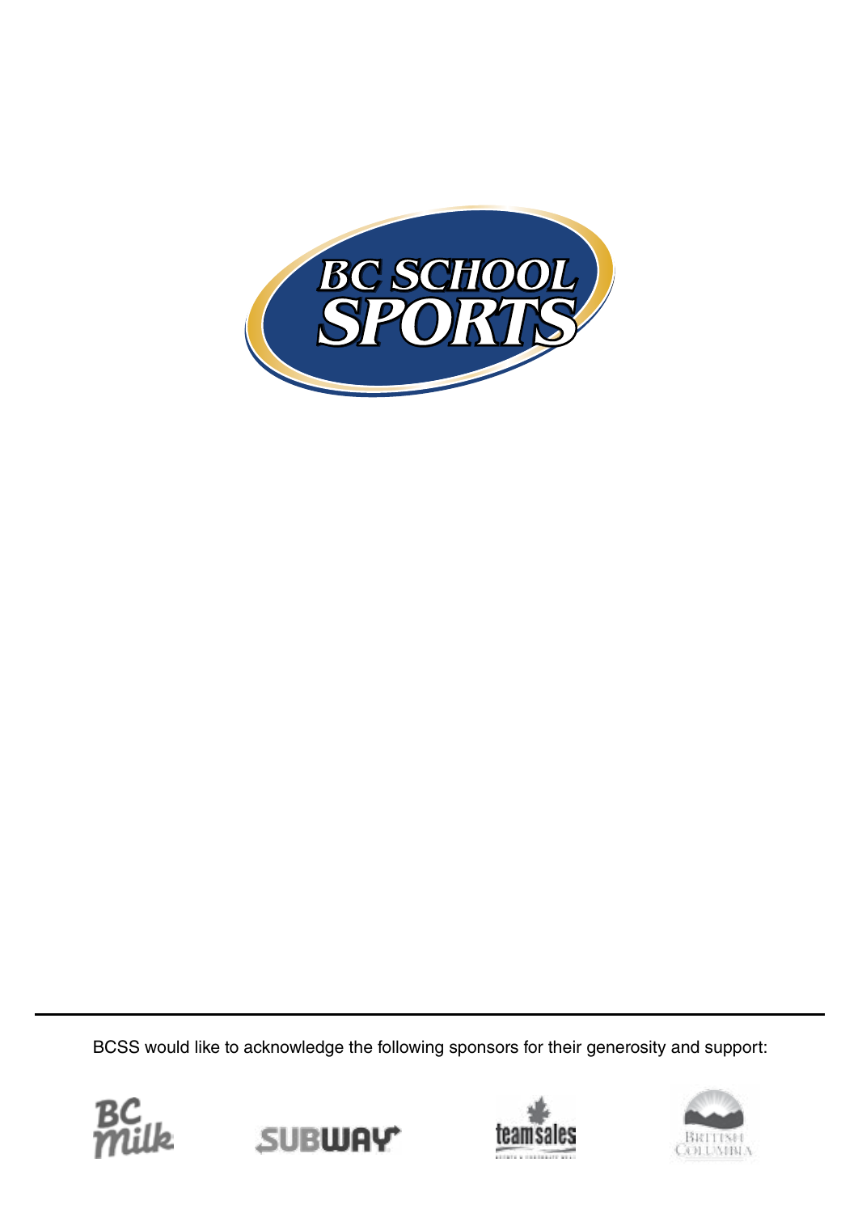BC SCHOOL SPORTS

BCSS would like to acknowledge the following sponsors for their generosity and support: